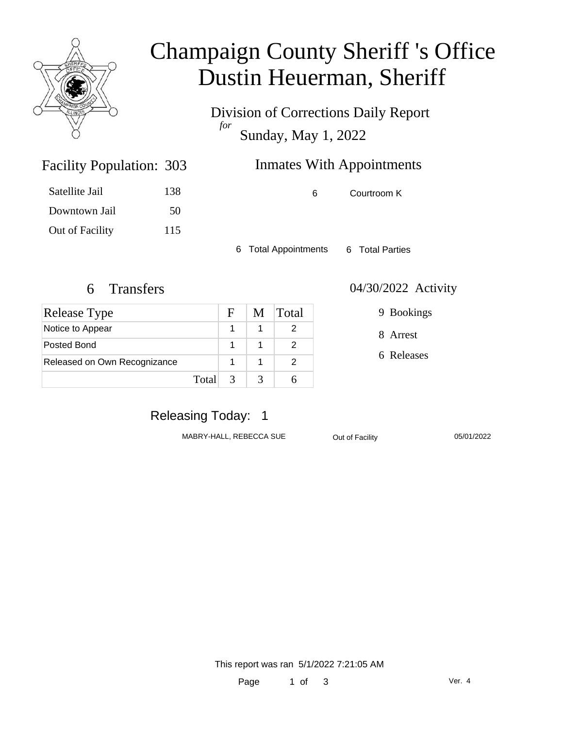# Champaign County Sheriff 's Office
# Dustin Heuerman, Sheriff

## Division of Corrections Daily Report
*for*
## Sunday, May 1, 2022

### Facility Population: 303

| | |
|---|---|
| Satellite Jail | 138 |
| Downtown Jail | 50 |
| Out of Facility | 115 |

### Inmates With Appointments

| | |
|---|---|
| 6 | Courtroom K |

6 Total Appointments    6 Total Parties

### 6 Transfers

| Release Type | F | M | Total |
|---|---|---|---|
| Notice to Appear | 1 | 1 | 2 |
| Posted Bond | 1 | 1 | 2 |
| Released on Own Recognizance | 1 | 1 | 2 |
| Total | 3 | 3 | 6 |

### 04/30/2022 Activity

9 Bookings

8 Arrest

6 Releases

### Releasing Today: 1

| | | |
|---|---|---|
| MABRY-HALL, REBECCA SUE | Out of Facility | 05/01/2022 |

This report was ran 5/1/2022 7:21:05 AM

Ver. 4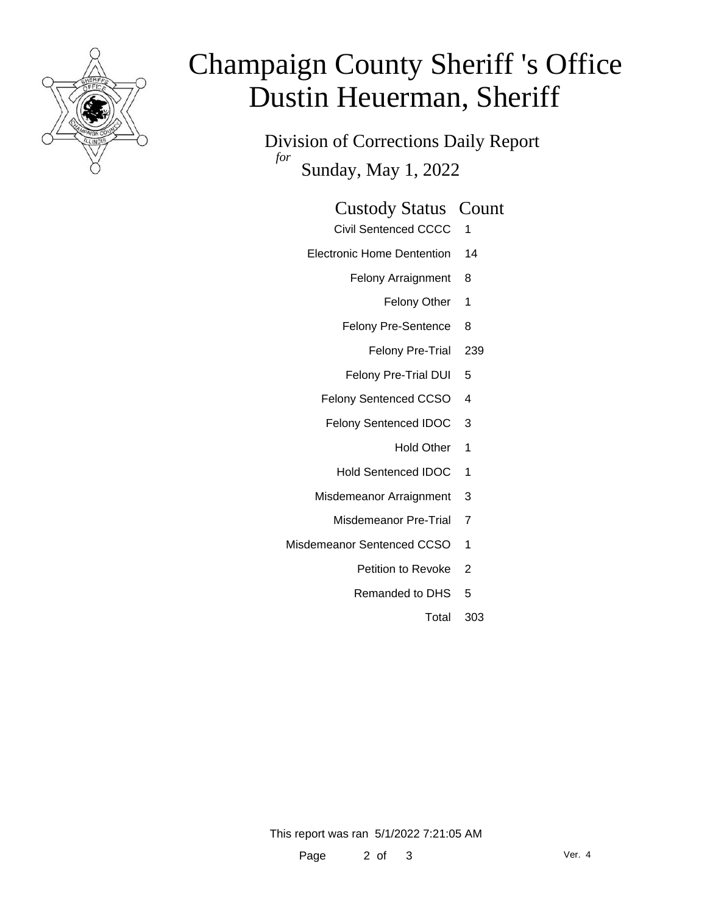# Champaign County Sheriff 's Office
# Dustin Heuerman, Sheriff

Division of Corrections Daily Report
*for*
Sunday, May 1, 2022

| Custody Status | Count |
| --- | --- |
| Civil Sentenced CCCC | 1 |
| Electronic Home Dentention | 14 |
| Felony Arraignment | 8 |
| Felony Other | 1 |
| Felony Pre-Sentence | 8 |
| Felony Pre-Trial | 239 |
| Felony Pre-Trial DUI | 5 |
| Felony Sentenced CCSO | 4 |
| Felony Sentenced IDOC | 3 |
| Hold Other | 1 |
| Hold Sentenced IDOC | 1 |
| Misdemeanor Arraignment | 3 |
| Misdemeanor Pre-Trial | 7 |
| Misdemeanor Sentenced CCSO | 1 |
| Petition to Revoke | 2 |
| Remanded to DHS | 5 |
| Total | 303 |

This report was ran 5/1/2022 7:21:05 AM

Ver. 4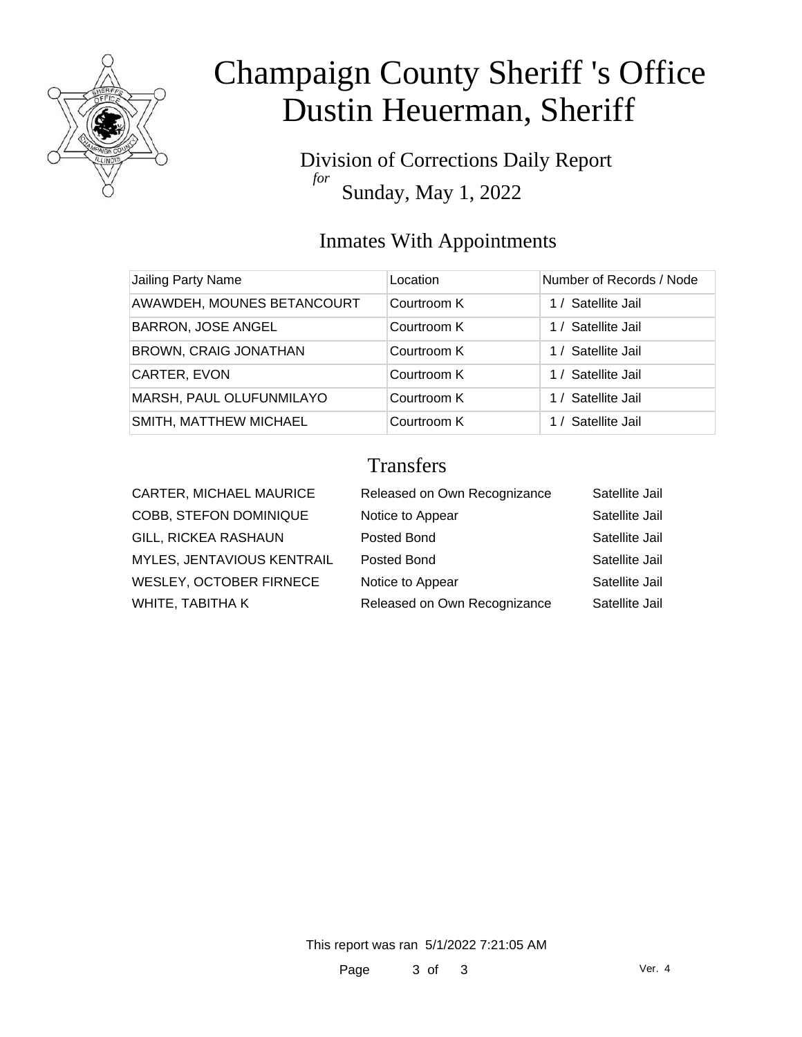# Champaign County Sheriff 's Office
# Dustin Heuerman, Sheriff

Division of Corrections Daily Report
*for*
Sunday, May 1, 2022

## Inmates With Appointments

| Jailing Party Name | Location | Number of Records / Node |
|---|---|---|
| AWAWDEH, MOUNES BETANCOURT | Courtroom K | 1 / Satellite Jail |
| BARRON, JOSE ANGEL | Courtroom K | 1 / Satellite Jail |
| BROWN, CRAIG JONATHAN | Courtroom K | 1 / Satellite Jail |
| CARTER, EVON | Courtroom K | 1 / Satellite Jail |
| MARSH, PAUL OLUFUNMILAYO | Courtroom K | 1 / Satellite Jail |
| SMITH, MATTHEW MICHAEL | Courtroom K | 1 / Satellite Jail |

## Transfers

| | | |
|---|---|---|
| CARTER, MICHAEL MAURICE | Released on Own Recognizance | Satellite Jail |
| COBB, STEFON DOMINIQUE | Notice to Appear | Satellite Jail |
| GILL, RICKEA RASHAUN | Posted Bond | Satellite Jail |
| MYLES, JENTAVIOUS KENTRAIL | Posted Bond | Satellite Jail |
| WESLEY, OCTOBER FIRNECE | Notice to Appear | Satellite Jail |
| WHITE, TABITHA K | Released on Own Recognizance | Satellite Jail |

This report was ran 5/1/2022 7:21:05 AM

Ver. 4